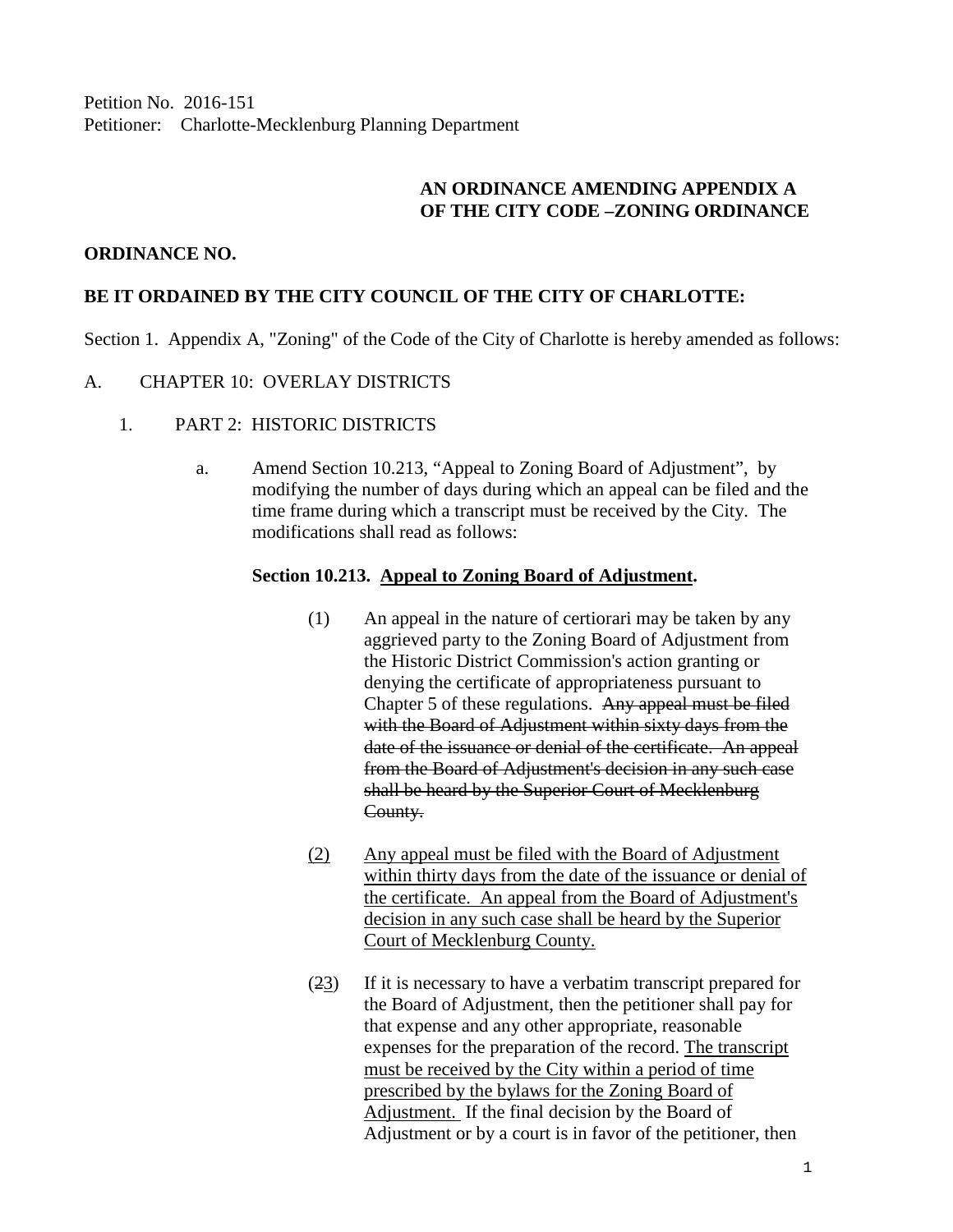Petition No. 2016-151
Petitioner: Charlotte-Mecklenburg Planning Department

**AN ORDINANCE AMENDING APPENDIX A OF THE CITY CODE –ZONING ORDINANCE**

**ORDINANCE NO.**

**BE IT ORDAINED BY THE CITY COUNCIL OF THE CITY OF CHARLOTTE:**

Section 1. Appendix A, "Zoning" of the Code of the City of Charlotte is hereby amended as follows:

A. CHAPTER 10: OVERLAY DISTRICTS

1. PART 2: HISTORIC DISTRICTS

a. Amend Section 10.213, "Appeal to Zoning Board of Adjustment", by modifying the number of days during which an appeal can be filed and the time frame during which a transcript must be received by the City. The modifications shall read as follows:

**Section 10.213. <u>Appeal to Zoning Board of Adjustment</u>.**

(1) An appeal in the nature of certiorari may be taken by any aggrieved party to the Zoning Board of Adjustment from the Historic District Commission's action granting or denying the certificate of appropriateness pursuant to Chapter 5 of these regulations. ~~Any appeal must be filed with the Board of Adjustment within sixty days from the date of the issuance or denial of the certificate. An appeal from the Board of Adjustment's decision in any such case shall be heard by the Superior Court of Mecklenburg County.~~

<u>(2)</u> <u>Any appeal must be filed with the Board of Adjustment within thirty days from the date of the issuance or denial of the certificate. An appeal from the Board of Adjustment's decision in any such case shall be heard by the Superior Court of Mecklenburg County.</u>

(~~2~~<u>3</u>) If it is necessary to have a verbatim transcript prepared for the Board of Adjustment, then the petitioner shall pay for that expense and any other appropriate, reasonable expenses for the preparation of the record. <u>The transcript must be received by the City within a period of time prescribed by the bylaws for the Zoning Board of Adjustment.</u> If the final decision by the Board of Adjustment or by a court is in favor of the petitioner, then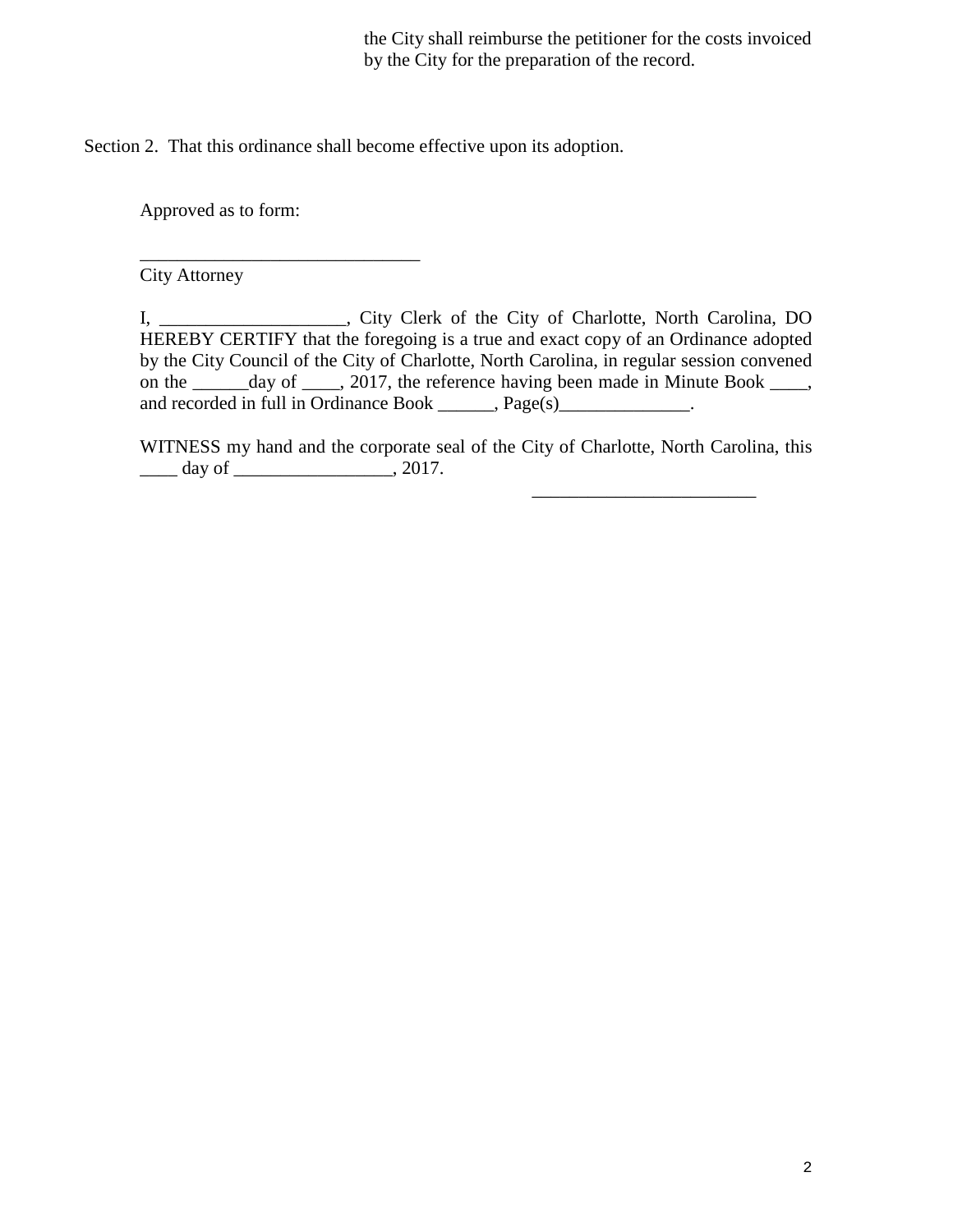the City shall reimburse the petitioner for the costs invoiced by the City for the preparation of the record.

Section 2. That this ordinance shall become effective upon its adoption.

Approved as to form:

______________________________
City Attorney

I, ____________________, City Clerk of the City of Charlotte, North Carolina, DO HEREBY CERTIFY that the foregoing is a true and exact copy of an Ordinance adopted by the City Council of the City of Charlotte, North Carolina, in regular session convened on the ______day of ____, 2017, the reference having been made in Minute Book ____, and recorded in full in Ordinance Book ______, Page(s)______________.

WITNESS my hand and the corporate seal of the City of Charlotte, North Carolina, this ____ day of _________________, 2017.

________________________